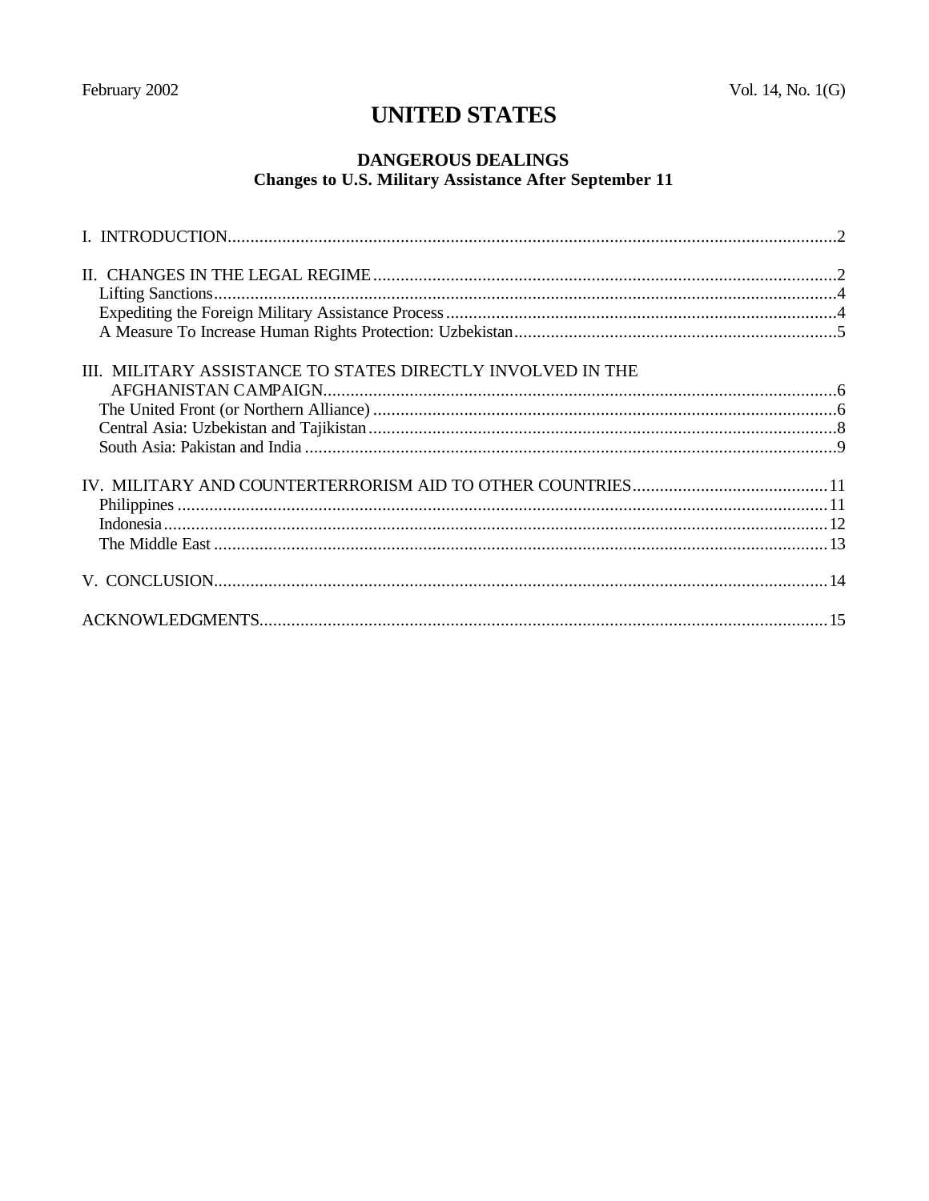February 2002 Vol. 14, No. 1(G)

# UNITED STATES

## DANGEROUS DEALINGS
### Changes to U.S. Military Assistance After September 11

I. INTRODUCTION.....2

II. CHANGES IN THE LEGAL REGIME.....2
- Lifting Sanctions.....4
- Expediting the Foreign Military Assistance Process.....4
- A Measure To Increase Human Rights Protection: Uzbekistan.....5

III. MILITARY ASSISTANCE TO STATES DIRECTLY INVOLVED IN THE AFGHANISTAN CAMPAIGN.....6
- The United Front (or Northern Alliance).....6
- Central Asia: Uzbekistan and Tajikistan.....8
- South Asia: Pakistan and India.....9

IV. MILITARY AND COUNTERTERRORISM AID TO OTHER COUNTRIES.....11
- Philippines.....11
- Indonesia.....12
- The Middle East.....13

V. CONCLUSION.....14

ACKNOWLEDGMENTS.....15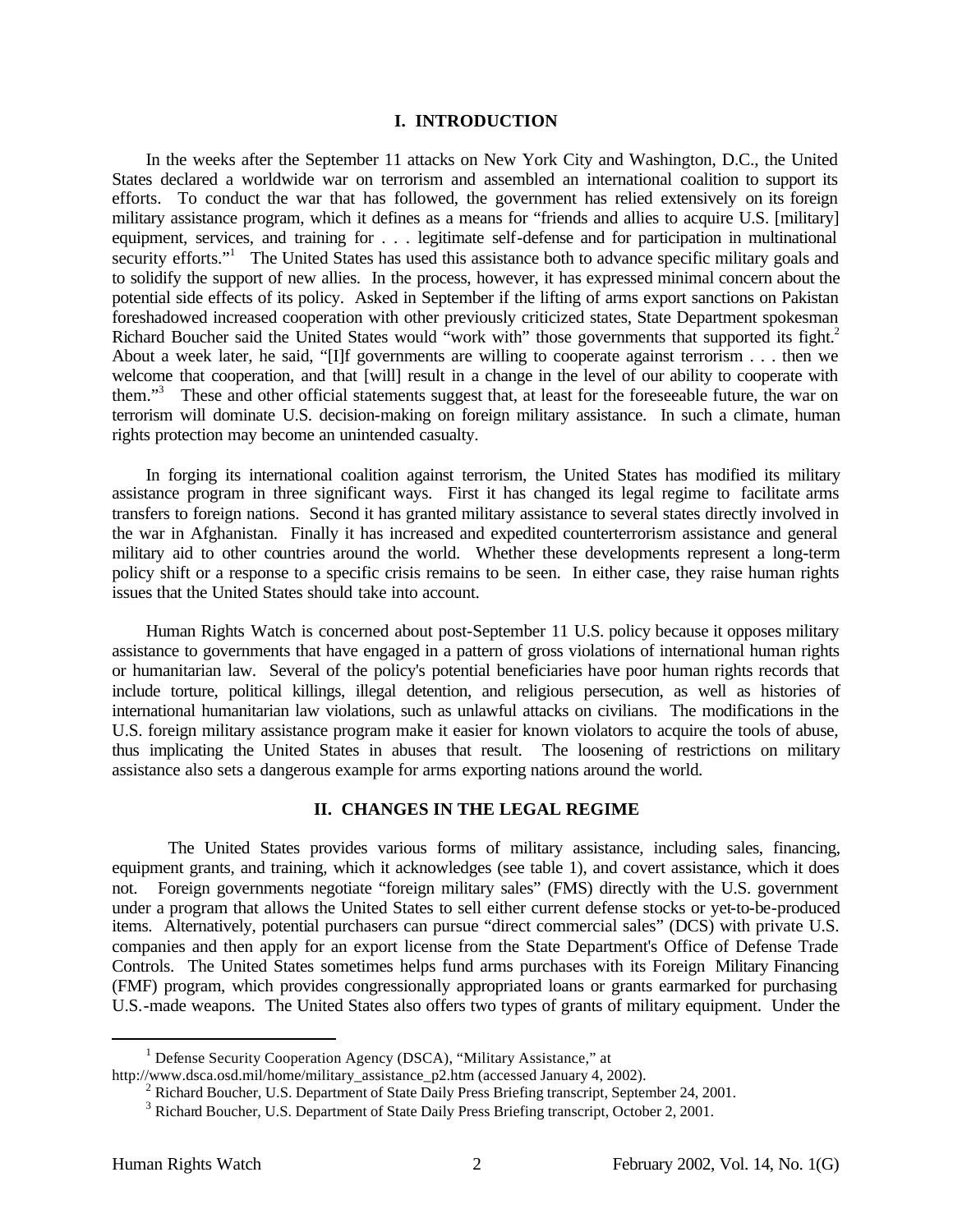## I. INTRODUCTION

In the weeks after the September 11 attacks on New York City and Washington, D.C., the United States declared a worldwide war on terrorism and assembled an international coalition to support its efforts. To conduct the war that has followed, the government has relied extensively on its foreign military assistance program, which it defines as a means for "friends and allies to acquire U.S. [military] equipment, services, and training for . . . legitimate self-defense and for participation in multinational security efforts."[1] The United States has used this assistance both to advance specific military goals and to solidify the support of new allies. In the process, however, it has expressed minimal concern about the potential side effects of its policy. Asked in September if the lifting of arms export sanctions on Pakistan foreshadowed increased cooperation with other previously criticized states, State Department spokesman Richard Boucher said the United States would "work with" those governments that supported its fight.[2] About a week later, he said, "[I]f governments are willing to cooperate against terrorism . . . then we welcome that cooperation, and that [will] result in a change in the level of our ability to cooperate with them."[3] These and other official statements suggest that, at least for the foreseeable future, the war on terrorism will dominate U.S. decision-making on foreign military assistance. In such a climate, human rights protection may become an unintended casualty.

In forging its international coalition against terrorism, the United States has modified its military assistance program in three significant ways. First it has changed its legal regime to facilitate arms transfers to foreign nations. Second it has granted military assistance to several states directly involved in the war in Afghanistan. Finally it has increased and expedited counterterrorism assistance and general military aid to other countries around the world. Whether these developments represent a long-term policy shift or a response to a specific crisis remains to be seen. In either case, they raise human rights issues that the United States should take into account.

Human Rights Watch is concerned about post-September 11 U.S. policy because it opposes military assistance to governments that have engaged in a pattern of gross violations of international human rights or humanitarian law. Several of the policy's potential beneficiaries have poor human rights records that include torture, political killings, illegal detention, and religious persecution, as well as histories of international humanitarian law violations, such as unlawful attacks on civilians. The modifications in the U.S. foreign military assistance program make it easier for known violators to acquire the tools of abuse, thus implicating the United States in abuses that result. The loosening of restrictions on military assistance also sets a dangerous example for arms exporting nations around the world.

## II. CHANGES IN THE LEGAL REGIME

The United States provides various forms of military assistance, including sales, financing, equipment grants, and training, which it acknowledges (see table 1), and covert assistance, which it does not. Foreign governments negotiate "foreign military sales" (FMS) directly with the U.S. government under a program that allows the United States to sell either current defense stocks or yet-to-be-produced items. Alternatively, potential purchasers can pursue "direct commercial sales" (DCS) with private U.S. companies and then apply for an export license from the State Department's Office of Defense Trade Controls. The United States sometimes helps fund arms purchases with its Foreign Military Financing (FMF) program, which provides congressionally appropriated loans or grants earmarked for purchasing U.S.-made weapons. The United States also offers two types of grants of military equipment. Under the

---

[1] Defense Security Cooperation Agency (DSCA), "Military Assistance," at http://www.dsca.osd.mil/home/military_assistance_p2.htm (accessed January 4, 2002).

[2] Richard Boucher, U.S. Department of State Daily Press Briefing transcript, September 24, 2001.

[3] Richard Boucher, U.S. Department of State Daily Press Briefing transcript, October 2, 2001.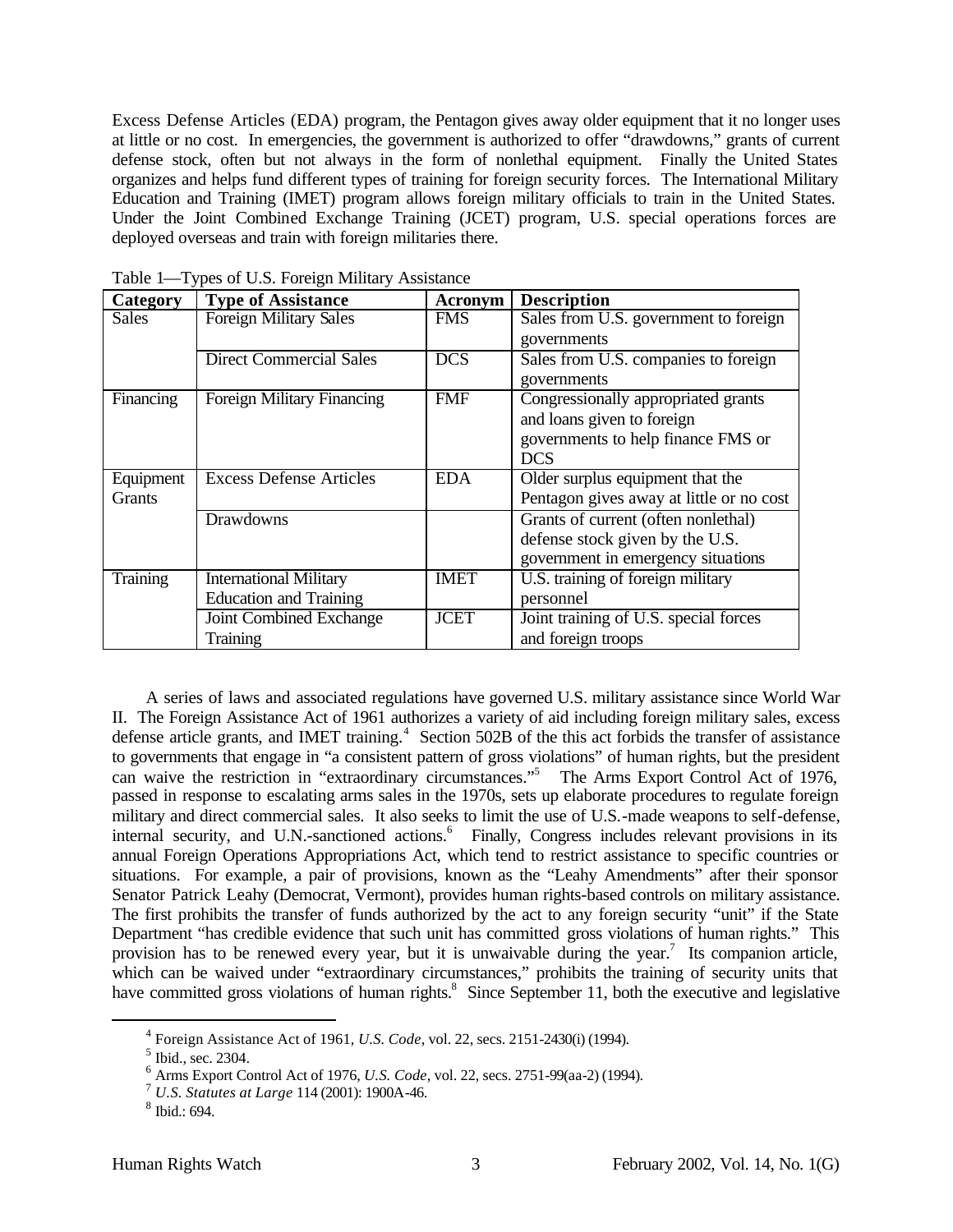Excess Defense Articles (EDA) program, the Pentagon gives away older equipment that it no longer uses at little or no cost. In emergencies, the government is authorized to offer "drawdowns," grants of current defense stock, often but not always in the form of nonlethal equipment. Finally the United States organizes and helps fund different types of training for foreign security forces. The International Military Education and Training (IMET) program allows foreign military officials to train in the United States. Under the Joint Combined Exchange Training (JCET) program, U.S. special operations forces are deployed overseas and train with foreign militaries there.

Table 1—Types of U.S. Foreign Military Assistance

| **Category** | **Type of Assistance** | **Acronym** | **Description** |
|---|---|---|---|
| Sales | Foreign Military Sales | FMS | Sales from U.S. government to foreign governments |
| | Direct Commercial Sales | DCS | Sales from U.S. companies to foreign governments |
| Financing | Foreign Military Financing | FMF | Congressionally appropriated grants and loans given to foreign governments to help finance FMS or DCS |
| Equipment Grants | Excess Defense Articles | EDA | Older surplus equipment that the Pentagon gives away at little or no cost |
| | Drawdowns | | Grants of current (often nonlethal) defense stock given by the U.S. government in emergency situations |
| Training | International Military Education and Training | IMET | U.S. training of foreign military personnel |
| | Joint Combined Exchange Training | JCET | Joint training of U.S. special forces and foreign troops |

A series of laws and associated regulations have governed U.S. military assistance since World War II. The Foreign Assistance Act of 1961 authorizes a variety of aid including foreign military sales, excess defense article grants, and IMET training.[4] Section 502B of the this act forbids the transfer of assistance to governments that engage in "a consistent pattern of gross violations" of human rights, but the president can waive the restriction in "extraordinary circumstances."[5] The Arms Export Control Act of 1976, passed in response to escalating arms sales in the 1970s, sets up elaborate procedures to regulate foreign military and direct commercial sales. It also seeks to limit the use of U.S.-made weapons to self-defense, internal security, and U.N.-sanctioned actions.[6] Finally, Congress includes relevant provisions in its annual Foreign Operations Appropriations Act, which tend to restrict assistance to specific countries or situations. For example, a pair of provisions, known as the "Leahy Amendments" after their sponsor Senator Patrick Leahy (Democrat, Vermont), provides human rights-based controls on military assistance. The first prohibits the transfer of funds authorized by the act to any foreign security "unit" if the State Department "has credible evidence that such unit has committed gross violations of human rights." This provision has to be renewed every year, but it is unwaivable during the year.[7] Its companion article, which can be waived under "extraordinary circumstances," prohibits the training of security units that have committed gross violations of human rights.[8] Since September 11, both the executive and legislative

[4] Foreign Assistance Act of 1961, *U.S. Code*, vol. 22, secs. 2151-2430(i) (1994).

[5] Ibid., sec. 2304.

[6] Arms Export Control Act of 1976, *U.S. Code*, vol. 22, secs. 2751-99(aa-2) (1994).

[7] *U.S. Statutes at Large* 114 (2001): 1900A-46.

[8] Ibid.: 694.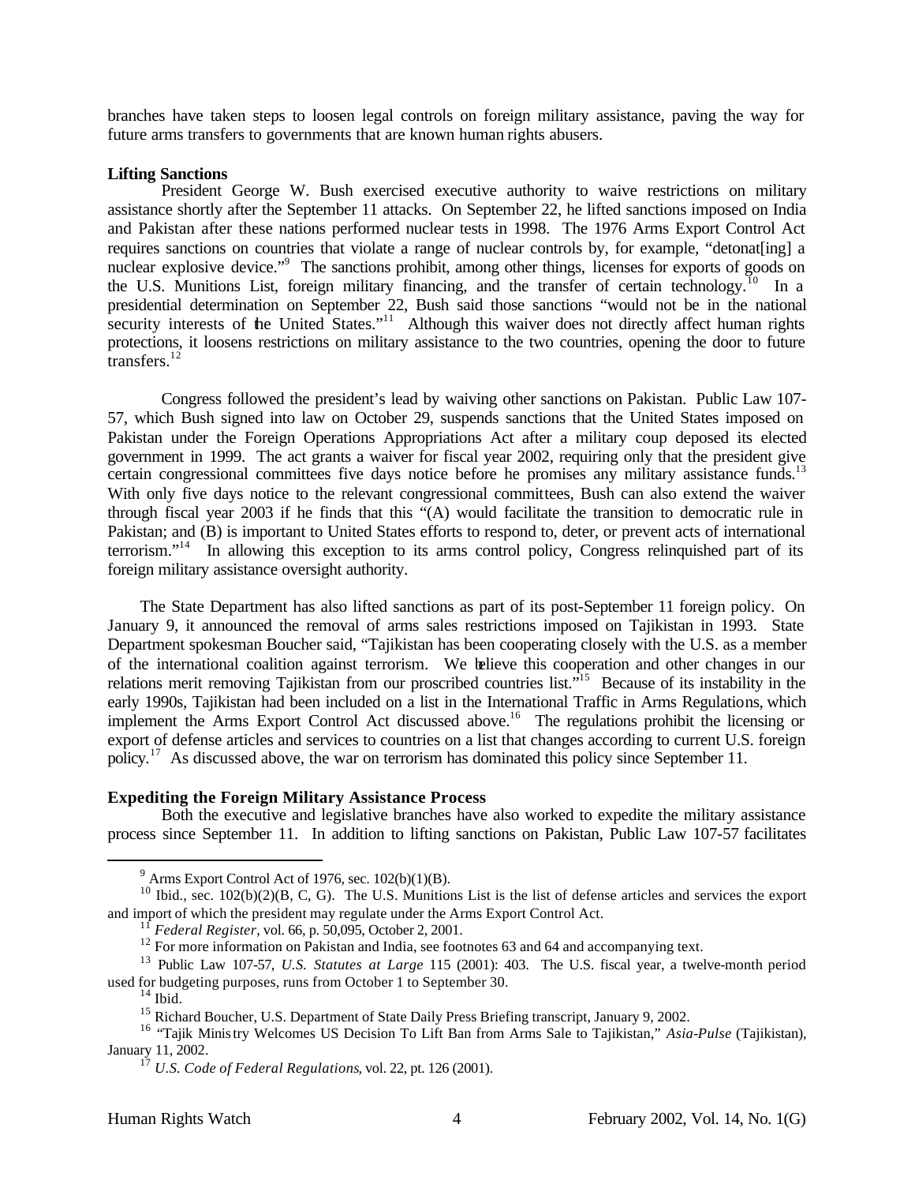branches have taken steps to loosen legal controls on foreign military assistance, paving the way for future arms transfers to governments that are known human rights abusers.

**Lifting Sanctions**

President George W. Bush exercised executive authority to waive restrictions on military assistance shortly after the September 11 attacks. On September 22, he lifted sanctions imposed on India and Pakistan after these nations performed nuclear tests in 1998. The 1976 Arms Export Control Act requires sanctions on countries that violate a range of nuclear controls by, for example, "detonat[ing] a nuclear explosive device."[9] The sanctions prohibit, among other things, licenses for exports of goods on the U.S. Munitions List, foreign military financing, and the transfer of certain technology.[10] In a presidential determination on September 22, Bush said those sanctions "would not be in the national security interests of the United States."[11] Although this waiver does not directly affect human rights protections, it loosens restrictions on military assistance to the two countries, opening the door to future transfers.[12]

Congress followed the president's lead by waiving other sanctions on Pakistan. Public Law 107-57, which Bush signed into law on October 29, suspends sanctions that the United States imposed on Pakistan under the Foreign Operations Appropriations Act after a military coup deposed its elected government in 1999. The act grants a waiver for fiscal year 2002, requiring only that the president give certain congressional committees five days notice before he promises any military assistance funds.[13] With only five days notice to the relevant congressional committees, Bush can also extend the waiver through fiscal year 2003 if he finds that this "(A) would facilitate the transition to democratic rule in Pakistan; and (B) is important to United States efforts to respond to, deter, or prevent acts of international terrorism."[14] In allowing this exception to its arms control policy, Congress relinquished part of its foreign military assistance oversight authority.

The State Department has also lifted sanctions as part of its post-September 11 foreign policy. On January 9, it announced the removal of arms sales restrictions imposed on Tajikistan in 1993. State Department spokesman Boucher said, "Tajikistan has been cooperating closely with the U.S. as a member of the international coalition against terrorism. We believe this cooperation and other changes in our relations merit removing Tajikistan from our proscribed countries list."[15] Because of its instability in the early 1990s, Tajikistan had been included on a list in the International Traffic in Arms Regulations, which implement the Arms Export Control Act discussed above.[16] The regulations prohibit the licensing or export of defense articles and services to countries on a list that changes according to current U.S. foreign policy.[17] As discussed above, the war on terrorism has dominated this policy since September 11.

**Expediting the Foreign Military Assistance Process**

Both the executive and legislative branches have also worked to expedite the military assistance process since September 11. In addition to lifting sanctions on Pakistan, Public Law 107-57 facilitates

---

[9] Arms Export Control Act of 1976, sec. 102(b)(1)(B).

[10] Ibid., sec. 102(b)(2)(B, C, G). The U.S. Munitions List is the list of defense articles and services the export and import of which the president may regulate under the Arms Export Control Act.

[11] *Federal Register*, vol. 66, p. 50,095, October 2, 2001.

[12] For more information on Pakistan and India, see footnotes 63 and 64 and accompanying text.

[13] Public Law 107-57, *U.S. Statutes at Large* 115 (2001): 403. The U.S. fiscal year, a twelve-month period used for budgeting purposes, runs from October 1 to September 30.

[14] Ibid.

[15] Richard Boucher, U.S. Department of State Daily Press Briefing transcript, January 9, 2002.

[16] "Tajik Ministry Welcomes US Decision To Lift Ban from Arms Sale to Tajikistan," *Asia-Pulse* (Tajikistan), January 11, 2002.

[17] *U.S. Code of Federal Regulations*, vol. 22, pt. 126 (2001).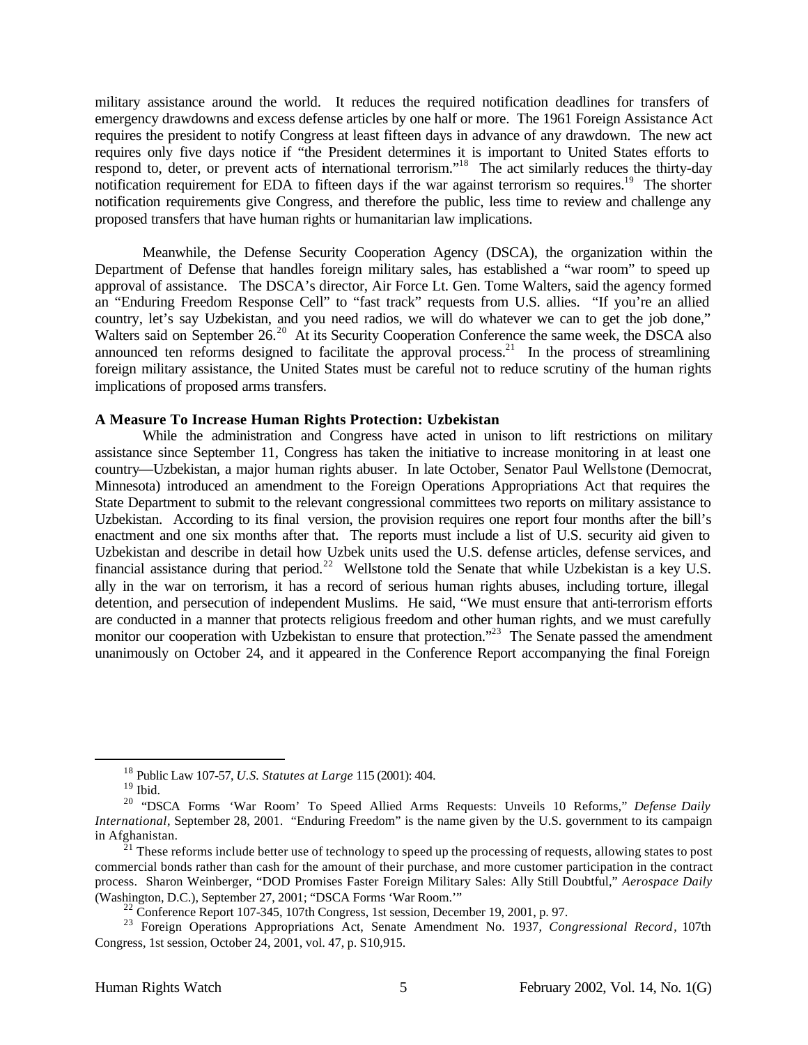military assistance around the world. It reduces the required notification deadlines for transfers of emergency drawdowns and excess defense articles by one half or more. The 1961 Foreign Assistance Act requires the president to notify Congress at least fifteen days in advance of any drawdown. The new act requires only five days notice if "the President determines it is important to United States efforts to respond to, deter, or prevent acts of international terrorism."[18] The act similarly reduces the thirty-day notification requirement for EDA to fifteen days if the war against terrorism so requires.[19] The shorter notification requirements give Congress, and therefore the public, less time to review and challenge any proposed transfers that have human rights or humanitarian law implications.

Meanwhile, the Defense Security Cooperation Agency (DSCA), the organization within the Department of Defense that handles foreign military sales, has established a "war room" to speed up approval of assistance. The DSCA's director, Air Force Lt. Gen. Tome Walters, said the agency formed an "Enduring Freedom Response Cell" to "fast track" requests from U.S. allies. "If you're an allied country, let's say Uzbekistan, and you need radios, we will do whatever we can to get the job done," Walters said on September 26.[20] At its Security Cooperation Conference the same week, the DSCA also announced ten reforms designed to facilitate the approval process.[21] In the process of streamlining foreign military assistance, the United States must be careful not to reduce scrutiny of the human rights implications of proposed arms transfers.

**A Measure To Increase Human Rights Protection: Uzbekistan**

While the administration and Congress have acted in unison to lift restrictions on military assistance since September 11, Congress has taken the initiative to increase monitoring in at least one country—Uzbekistan, a major human rights abuser. In late October, Senator Paul Wellstone (Democrat, Minnesota) introduced an amendment to the Foreign Operations Appropriations Act that requires the State Department to submit to the relevant congressional committees two reports on military assistance to Uzbekistan. According to its final version, the provision requires one report four months after the bill's enactment and one six months after that. The reports must include a list of U.S. security aid given to Uzbekistan and describe in detail how Uzbek units used the U.S. defense articles, defense services, and financial assistance during that period.[22] Wellstone told the Senate that while Uzbekistan is a key U.S. ally in the war on terrorism, it has a record of serious human rights abuses, including torture, illegal detention, and persecution of independent Muslims. He said, "We must ensure that anti-terrorism efforts are conducted in a manner that protects religious freedom and other human rights, and we must carefully monitor our cooperation with Uzbekistan to ensure that protection."[23] The Senate passed the amendment unanimously on October 24, and it appeared in the Conference Report accompanying the final Foreign

---

[18] Public Law 107-57, *U.S. Statutes at Large* 115 (2001): 404.

[19] Ibid.

[20] "DSCA Forms 'War Room' To Speed Allied Arms Requests: Unveils 10 Reforms," *Defense Daily International*, September 28, 2001. "Enduring Freedom" is the name given by the U.S. government to its campaign in Afghanistan.

[21] These reforms include better use of technology to speed up the processing of requests, allowing states to post commercial bonds rather than cash for the amount of their purchase, and more customer participation in the contract process. Sharon Weinberger, "DOD Promises Faster Foreign Military Sales: Ally Still Doubtful," *Aerospace Daily* (Washington, D.C.), September 27, 2001; "DSCA Forms 'War Room.'"

[22] Conference Report 107-345, 107th Congress, 1st session, December 19, 2001, p. 97.

[23] Foreign Operations Appropriations Act, Senate Amendment No. 1937, *Congressional Record*, 107th Congress, 1st session, October 24, 2001, vol. 47, p. S10,915.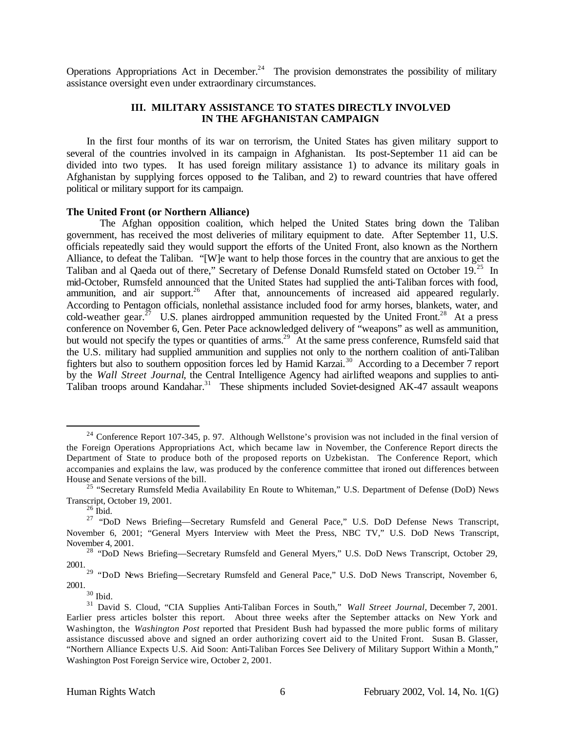Operations Appropriations Act in December.[24] The provision demonstrates the possibility of military assistance oversight even under extraordinary circumstances.

## III. MILITARY ASSISTANCE TO STATES DIRECTLY INVOLVED IN THE AFGHANISTAN CAMPAIGN

In the first four months of its war on terrorism, the United States has given military support to several of the countries involved in its campaign in Afghanistan. Its post-September 11 aid can be divided into two types. It has used foreign military assistance 1) to advance its military goals in Afghanistan by supplying forces opposed to the Taliban, and 2) to reward countries that have offered political or military support for its campaign.

### The United Front (or Northern Alliance)

The Afghan opposition coalition, which helped the United States bring down the Taliban government, has received the most deliveries of military equipment to date. After September 11, U.S. officials repeatedly said they would support the efforts of the United Front, also known as the Northern Alliance, to defeat the Taliban. "[W]e want to help those forces in the country that are anxious to get the Taliban and al Qaeda out of there," Secretary of Defense Donald Rumsfeld stated on October 19.[25] In mid-October, Rumsfeld announced that the United States had supplied the anti-Taliban forces with food, ammunition, and air support.[26] After that, announcements of increased aid appeared regularly. According to Pentagon officials, nonlethal assistance included food for army horses, blankets, water, and cold-weather gear.[27] U.S. planes airdropped ammunition requested by the United Front.[28] At a press conference on November 6, Gen. Peter Pace acknowledged delivery of "weapons" as well as ammunition, but would not specify the types or quantities of arms.[29] At the same press conference, Rumsfeld said that the U.S. military had supplied ammunition and supplies not only to the northern coalition of anti-Taliban fighters but also to southern opposition forces led by Hamid Karzai.[30] According to a December 7 report by the *Wall Street Journal*, the Central Intelligence Agency had airlifted weapons and supplies to anti-Taliban troops around Kandahar.[31] These shipments included Soviet-designed AK-47 assault weapons

---

[24] Conference Report 107-345, p. 97. Although Wellstone's provision was not included in the final version of the Foreign Operations Appropriations Act, which became law in November, the Conference Report directs the Department of State to produce both of the proposed reports on Uzbekistan. The Conference Report, which accompanies and explains the law, was produced by the conference committee that ironed out differences between House and Senate versions of the bill.

[25] "Secretary Rumsfeld Media Availability En Route to Whiteman," U.S. Department of Defense (DoD) News Transcript, October 19, 2001.

[26] Ibid.

[27] "DoD News Briefing—Secretary Rumsfeld and General Pace," U.S. DoD Defense News Transcript, November 6, 2001; "General Myers Interview with Meet the Press, NBC TV," U.S. DoD News Transcript, November 4, 2001.

[28] "DoD News Briefing—Secretary Rumsfeld and General Myers," U.S. DoD News Transcript, October 29, 2001.

[29] "DoD News Briefing—Secretary Rumsfeld and General Pace," U.S. DoD News Transcript, November 6, 2001.

[30] Ibid.

[31] David S. Cloud, "CIA Supplies Anti-Taliban Forces in South," *Wall Street Journal*, December 7, 2001. Earlier press articles bolster this report. About three weeks after the September attacks on New York and Washington, the *Washington Post* reported that President Bush had bypassed the more public forms of military assistance discussed above and signed an order authorizing covert aid to the United Front. Susan B. Glasser, "Northern Alliance Expects U.S. Aid Soon: Anti-Taliban Forces See Delivery of Military Support Within a Month," Washington Post Foreign Service wire, October 2, 2001.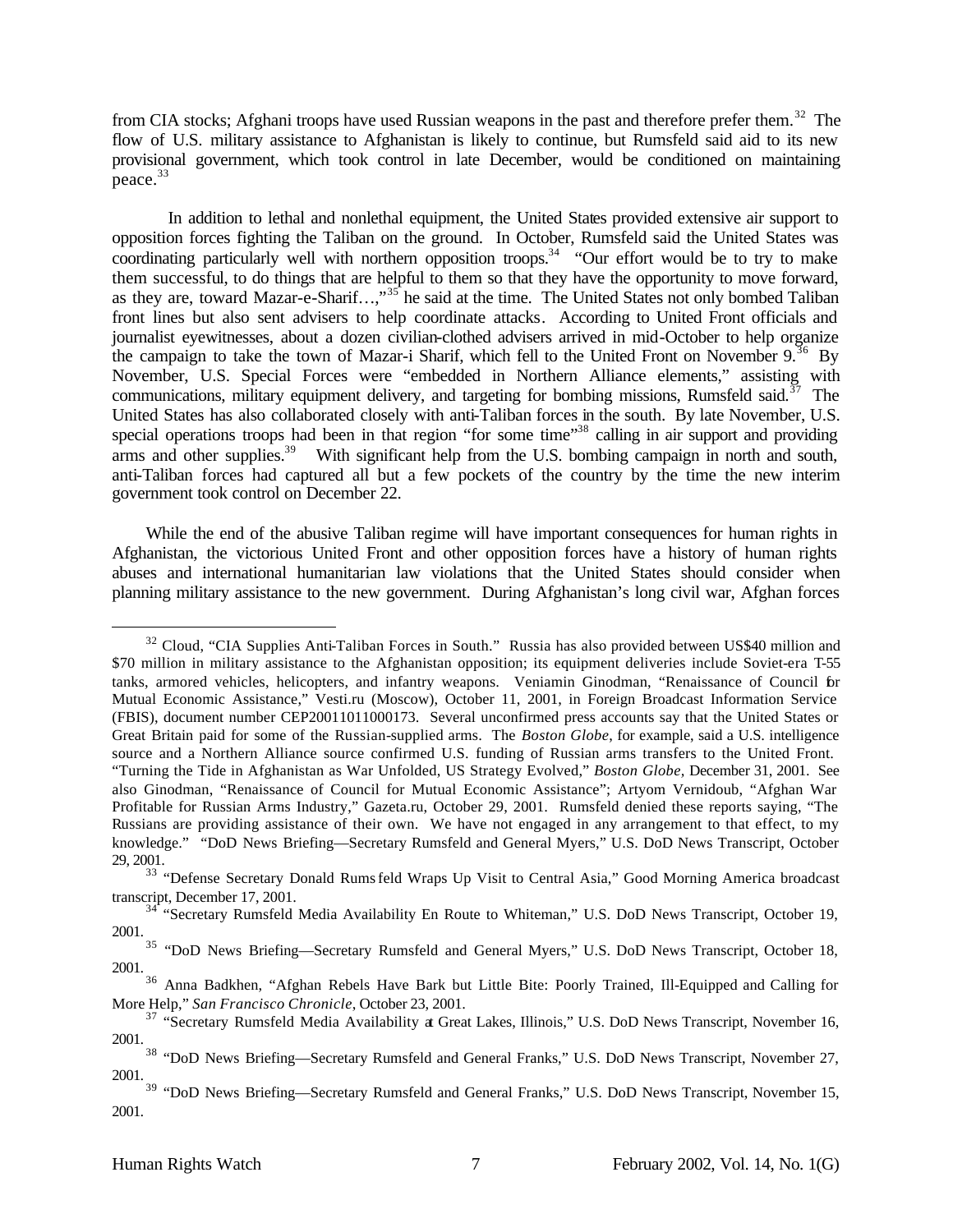from CIA stocks; Afghani troops have used Russian weapons in the past and therefore prefer them.[32] The flow of U.S. military assistance to Afghanistan is likely to continue, but Rumsfeld said aid to its new provisional government, which took control in late December, would be conditioned on maintaining peace.[33]

In addition to lethal and nonlethal equipment, the United States provided extensive air support to opposition forces fighting the Taliban on the ground. In October, Rumsfeld said the United States was coordinating particularly well with northern opposition troops.[34] "Our effort would be to try to make them successful, to do things that are helpful to them so that they have the opportunity to move forward, as they are, toward Mazar-e-Sharif…,"[35] he said at the time. The United States not only bombed Taliban front lines but also sent advisers to help coordinate attacks. According to United Front officials and journalist eyewitnesses, about a dozen civilian-clothed advisers arrived in mid-October to help organize the campaign to take the town of Mazar-i Sharif, which fell to the United Front on November 9.[36] By November, U.S. Special Forces were "embedded in Northern Alliance elements," assisting with communications, military equipment delivery, and targeting for bombing missions, Rumsfeld said.[37] The United States has also collaborated closely with anti-Taliban forces in the south. By late November, U.S. special operations troops had been in that region "for some time"[38] calling in air support and providing arms and other supplies.[39] With significant help from the U.S. bombing campaign in north and south, anti-Taliban forces had captured all but a few pockets of the country by the time the new interim government took control on December 22.

While the end of the abusive Taliban regime will have important consequences for human rights in Afghanistan, the victorious United Front and other opposition forces have a history of human rights abuses and international humanitarian law violations that the United States should consider when planning military assistance to the new government. During Afghanistan's long civil war, Afghan forces

---

[32] Cloud, "CIA Supplies Anti-Taliban Forces in South." Russia has also provided between US$40 million and $70 million in military assistance to the Afghanistan opposition; its equipment deliveries include Soviet-era T-55 tanks, armored vehicles, helicopters, and infantry weapons. Veniamin Ginodman, "Renaissance of Council for Mutual Economic Assistance," Vesti.ru (Moscow), October 11, 2001, in Foreign Broadcast Information Service (FBIS), document number CEP20011011000173. Several unconfirmed press accounts say that the United States or Great Britain paid for some of the Russian-supplied arms. The *Boston Globe*, for example, said a U.S. intelligence source and a Northern Alliance source confirmed U.S. funding of Russian arms transfers to the United Front. "Turning the Tide in Afghanistan as War Unfolded, US Strategy Evolved," *Boston Globe*, December 31, 2001. See also Ginodman, "Renaissance of Council for Mutual Economic Assistance"; Artyom Vernidoub, "Afghan War Profitable for Russian Arms Industry," Gazeta.ru, October 29, 2001. Rumsfeld denied these reports saying, "The Russians are providing assistance of their own. We have not engaged in any arrangement to that effect, to my knowledge." "DoD News Briefing—Secretary Rumsfeld and General Myers," U.S. DoD News Transcript, October 29, 2001.

[33] "Defense Secretary Donald Rumsfeld Wraps Up Visit to Central Asia," Good Morning America broadcast transcript, December 17, 2001.

[34] "Secretary Rumsfeld Media Availability En Route to Whiteman," U.S. DoD News Transcript, October 19, 2001.

[35] "DoD News Briefing—Secretary Rumsfeld and General Myers," U.S. DoD News Transcript, October 18, 2001.

[36] Anna Badkhen, "Afghan Rebels Have Bark but Little Bite: Poorly Trained, Ill-Equipped and Calling for More Help," *San Francisco Chronicle*, October 23, 2001.

[37] "Secretary Rumsfeld Media Availability at Great Lakes, Illinois," U.S. DoD News Transcript, November 16, 2001.

[38] "DoD News Briefing—Secretary Rumsfeld and General Franks," U.S. DoD News Transcript, November 27, 2001.

[39] "DoD News Briefing—Secretary Rumsfeld and General Franks," U.S. DoD News Transcript, November 15, 2001.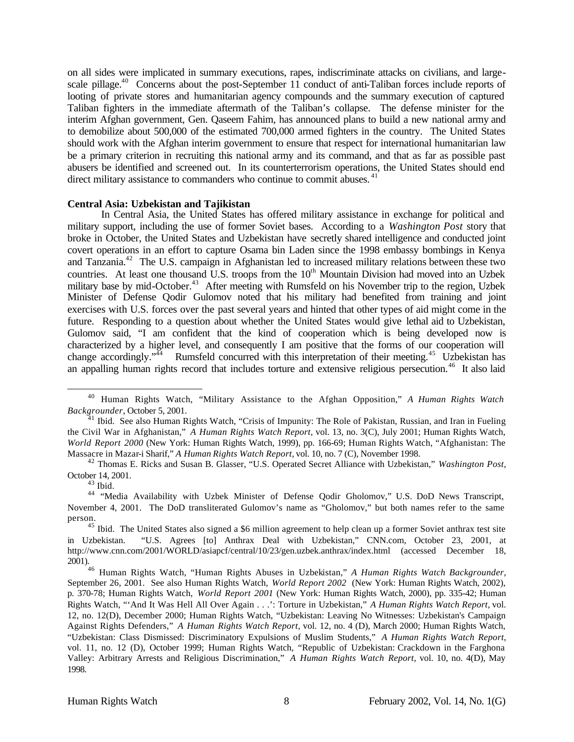on all sides were implicated in summary executions, rapes, indiscriminate attacks on civilians, and large-scale pillage.[40] Concerns about the post-September 11 conduct of anti-Taliban forces include reports of looting of private stores and humanitarian agency compounds and the summary execution of captured Taliban fighters in the immediate aftermath of the Taliban's collapse. The defense minister for the interim Afghan government, Gen. Qaseem Fahim, has announced plans to build a new national army and to demobilize about 500,000 of the estimated 700,000 armed fighters in the country. The United States should work with the Afghan interim government to ensure that respect for international humanitarian law be a primary criterion in recruiting this national army and its command, and that as far as possible past abusers be identified and screened out. In its counterterrorism operations, the United States should end direct military assistance to commanders who continue to commit abuses.[41]

**Central Asia: Uzbekistan and Tajikistan**

In Central Asia, the United States has offered military assistance in exchange for political and military support, including the use of former Soviet bases. According to a *Washington Post* story that broke in October, the United States and Uzbekistan have secretly shared intelligence and conducted joint covert operations in an effort to capture Osama bin Laden since the 1998 embassy bombings in Kenya and Tanzania.[42] The U.S. campaign in Afghanistan led to increased military relations between these two countries. At least one thousand U.S. troops from the 10th Mountain Division had moved into an Uzbek military base by mid-October.[43] After meeting with Rumsfeld on his November trip to the region, Uzbek Minister of Defense Qodir Gulomov noted that his military had benefited from training and joint exercises with U.S. forces over the past several years and hinted that other types of aid might come in the future. Responding to a question about whether the United States would give lethal aid to Uzbekistan, Gulomov said, "I am confident that the kind of cooperation which is being developed now is characterized by a higher level, and consequently I am positive that the forms of our cooperation will change accordingly."[44] Rumsfeld concurred with this interpretation of their meeting.[45] Uzbekistan has an appalling human rights record that includes torture and extensive religious persecution.[46] It also laid

---

[40] Human Rights Watch, "Military Assistance to the Afghan Opposition," *A Human Rights Watch Backgrounder*, October 5, 2001.

[41] Ibid. See also Human Rights Watch, "Crisis of Impunity: The Role of Pakistan, Russian, and Iran in Fueling the Civil War in Afghanistan," *A Human Rights Watch Report*, vol. 13, no. 3(C), July 2001; Human Rights Watch, *World Report 2000* (New York: Human Rights Watch, 1999), pp. 166-69; Human Rights Watch, "Afghanistan: The Massacre in Mazar-i Sharif," *A Human Rights Watch Report*, vol. 10, no. 7 (C), November 1998.

[42] Thomas E. Ricks and Susan B. Glasser, "U.S. Operated Secret Alliance with Uzbekistan," *Washington Post*, October 14, 2001.

[43] Ibid.

[44] "Media Availability with Uzbek Minister of Defense Qodir Gholomov," U.S. DoD News Transcript, November 4, 2001. The DoD transliterated Gulomov's name as "Gholomov," but both names refer to the same person.

[45] Ibid. The United States also signed a $6 million agreement to help clean up a former Soviet anthrax test site in Uzbekistan. "U.S. Agrees [to] Anthrax Deal with Uzbekistan," CNN.com, October 23, 2001, at http://www.cnn.com/2001/WORLD/asiapcf/central/10/23/gen.uzbek.anthrax/index.html (accessed December 18, 2001).

[46] Human Rights Watch, "Human Rights Abuses in Uzbekistan," *A Human Rights Watch Backgrounder*, September 26, 2001. See also Human Rights Watch, *World Report 2002* (New York: Human Rights Watch, 2002), p. 370-78; Human Rights Watch, *World Report 2001* (New York: Human Rights Watch, 2000), pp. 335-42; Human Rights Watch, "'And It Was Hell All Over Again . . .': Torture in Uzbekistan," *A Human Rights Watch Report*, vol. 12, no. 12(D), December 2000; Human Rights Watch, "Uzbekistan: Leaving No Witnesses: Uzbekistan's Campaign Against Rights Defenders," *A Human Rights Watch Report*, vol. 12, no. 4 (D), March 2000; Human Rights Watch, "Uzbekistan: Class Dismissed: Discriminatory Expulsions of Muslim Students," *A Human Rights Watch Report*, vol. 11, no. 12 (D), October 1999; Human Rights Watch, "Republic of Uzbekistan: Crackdown in the Farghona Valley: Arbitrary Arrests and Religious Discrimination," *A Human Rights Watch Report*, vol. 10, no. 4(D), May 1998.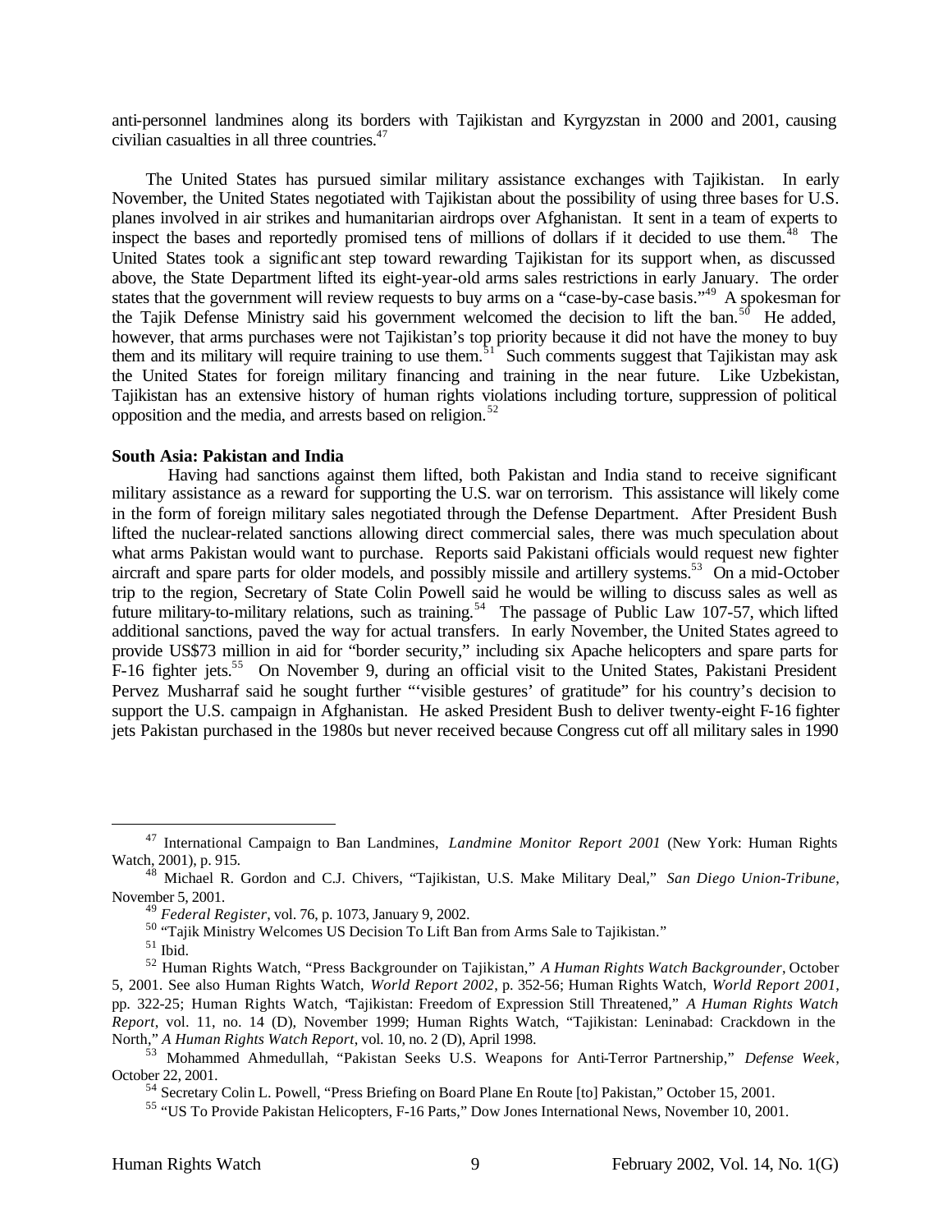anti-personnel landmines along its borders with Tajikistan and Kyrgyzstan in 2000 and 2001, causing civilian casualties in all three countries.[47]

The United States has pursued similar military assistance exchanges with Tajikistan. In early November, the United States negotiated with Tajikistan about the possibility of using three bases for U.S. planes involved in air strikes and humanitarian airdrops over Afghanistan. It sent in a team of experts to inspect the bases and reportedly promised tens of millions of dollars if it decided to use them.[48] The United States took a significant step toward rewarding Tajikistan for its support when, as discussed above, the State Department lifted its eight-year-old arms sales restrictions in early January. The order states that the government will review requests to buy arms on a "case-by-case basis."[49] A spokesman for the Tajik Defense Ministry said his government welcomed the decision to lift the ban.[50] He added, however, that arms purchases were not Tajikistan's top priority because it did not have the money to buy them and its military will require training to use them.[51] Such comments suggest that Tajikistan may ask the United States for foreign military financing and training in the near future. Like Uzbekistan, Tajikistan has an extensive history of human rights violations including torture, suppression of political opposition and the media, and arrests based on religion.[52]

**South Asia: Pakistan and India**

Having had sanctions against them lifted, both Pakistan and India stand to receive significant military assistance as a reward for supporting the U.S. war on terrorism. This assistance will likely come in the form of foreign military sales negotiated through the Defense Department. After President Bush lifted the nuclear-related sanctions allowing direct commercial sales, there was much speculation about what arms Pakistan would want to purchase. Reports said Pakistani officials would request new fighter aircraft and spare parts for older models, and possibly missile and artillery systems.[53] On a mid-October trip to the region, Secretary of State Colin Powell said he would be willing to discuss sales as well as future military-to-military relations, such as training.[54] The passage of Public Law 107-57, which lifted additional sanctions, paved the way for actual transfers. In early November, the United States agreed to provide US$73 million in aid for "border security," including six Apache helicopters and spare parts for F-16 fighter jets.[55] On November 9, during an official visit to the United States, Pakistani President Pervez Musharraf said he sought further "'visible gestures' of gratitude" for his country's decision to support the U.S. campaign in Afghanistan. He asked President Bush to deliver twenty-eight F-16 fighter jets Pakistan purchased in the 1980s but never received because Congress cut off all military sales in 1990

---

[47] International Campaign to Ban Landmines, *Landmine Monitor Report 2001* (New York: Human Rights Watch, 2001), p. 915.

[48] Michael R. Gordon and C.J. Chivers, "Tajikistan, U.S. Make Military Deal," *San Diego Union-Tribune*, November 5, 2001.

[49] *Federal Register*, vol. 76, p. 1073, January 9, 2002.

[50] "Tajik Ministry Welcomes US Decision To Lift Ban from Arms Sale to Tajikistan."

[51] Ibid.

[52] Human Rights Watch, "Press Backgrounder on Tajikistan," *A Human Rights Watch Backgrounder*, October 5, 2001. See also Human Rights Watch, *World Report 2002*, p. 352-56; Human Rights Watch, *World Report 2001*, pp. 322-25; Human Rights Watch, "Tajikistan: Freedom of Expression Still Threatened," *A Human Rights Watch Report*, vol. 11, no. 14 (D), November 1999; Human Rights Watch, "Tajikistan: Leninabad: Crackdown in the North," *A Human Rights Watch Report*, vol. 10, no. 2 (D), April 1998.

[53] Mohammed Ahmedullah, "Pakistan Seeks U.S. Weapons for Anti-Terror Partnership," *Defense Week*, October 22, 2001.

[54] Secretary Colin L. Powell, "Press Briefing on Board Plane En Route [to] Pakistan," October 15, 2001.

[55] "US To Provide Pakistan Helicopters, F-16 Parts," Dow Jones International News, November 10, 2001.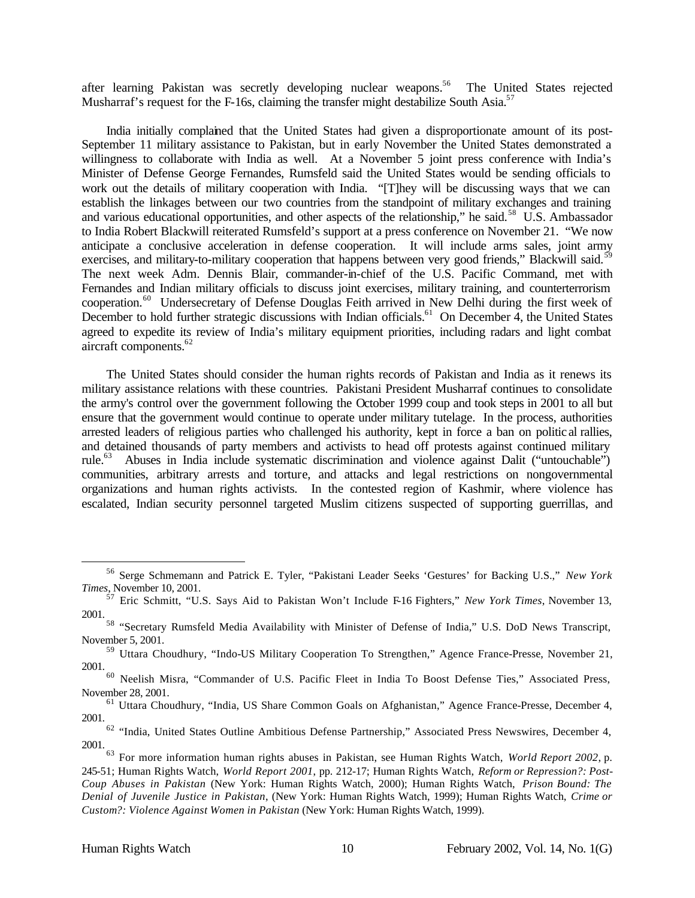after learning Pakistan was secretly developing nuclear weapons.[56] The United States rejected Musharraf's request for the F-16s, claiming the transfer might destabilize South Asia.[57]

India initially complained that the United States had given a disproportionate amount of its post-September 11 military assistance to Pakistan, but in early November the United States demonstrated a willingness to collaborate with India as well. At a November 5 joint press conference with India's Minister of Defense George Fernandes, Rumsfeld said the United States would be sending officials to work out the details of military cooperation with India. "[T]hey will be discussing ways that we can establish the linkages between our two countries from the standpoint of military exchanges and training and various educational opportunities, and other aspects of the relationship," he said.[58] U.S. Ambassador to India Robert Blackwill reiterated Rumsfeld's support at a press conference on November 21. "We now anticipate a conclusive acceleration in defense cooperation. It will include arms sales, joint army exercises, and military-to-military cooperation that happens between very good friends," Blackwill said.[59] The next week Adm. Dennis Blair, commander-in-chief of the U.S. Pacific Command, met with Fernandes and Indian military officials to discuss joint exercises, military training, and counterterrorism cooperation.[60] Undersecretary of Defense Douglas Feith arrived in New Delhi during the first week of December to hold further strategic discussions with Indian officials.[61] On December 4, the United States agreed to expedite its review of India's military equipment priorities, including radars and light combat aircraft components.[62]

The United States should consider the human rights records of Pakistan and India as it renews its military assistance relations with these countries. Pakistani President Musharraf continues to consolidate the army's control over the government following the October 1999 coup and took steps in 2001 to all but ensure that the government would continue to operate under military tutelage. In the process, authorities arrested leaders of religious parties who challenged his authority, kept in force a ban on political rallies, and detained thousands of party members and activists to head off protests against continued military rule.[63] Abuses in India include systematic discrimination and violence against Dalit ("untouchable") communities, arbitrary arrests and torture, and attacks and legal restrictions on nongovernmental organizations and human rights activists. In the contested region of Kashmir, where violence has escalated, Indian security personnel targeted Muslim citizens suspected of supporting guerrillas, and

---

[56] Serge Schmemann and Patrick E. Tyler, "Pakistani Leader Seeks 'Gestures' for Backing U.S.," *New York Times*, November 10, 2001.

[57] Eric Schmitt, "U.S. Says Aid to Pakistan Won't Include F-16 Fighters," *New York Times*, November 13, 2001.

[58] "Secretary Rumsfeld Media Availability with Minister of Defense of India," U.S. DoD News Transcript, November 5, 2001.

[59] Uttara Choudhury, "Indo-US Military Cooperation To Strengthen," Agence France-Presse, November 21, 2001.

[60] Neelish Misra, "Commander of U.S. Pacific Fleet in India To Boost Defense Ties," Associated Press, November 28, 2001.

[61] Uttara Choudhury, "India, US Share Common Goals on Afghanistan," Agence France-Presse, December 4, 2001.

[62] "India, United States Outline Ambitious Defense Partnership," Associated Press Newswires, December 4, 2001.

[63] For more information human rights abuses in Pakistan, see Human Rights Watch, *World Report 2002*, p. 245-51; Human Rights Watch, *World Report 2001*, pp. 212-17; Human Rights Watch, *Reform or Repression?: Post-Coup Abuses in Pakistan* (New York: Human Rights Watch, 2000); Human Rights Watch, *Prison Bound: The Denial of Juvenile Justice in Pakistan*, (New York: Human Rights Watch, 1999); Human Rights Watch, *Crime or Custom?: Violence Against Women in Pakistan* (New York: Human Rights Watch, 1999).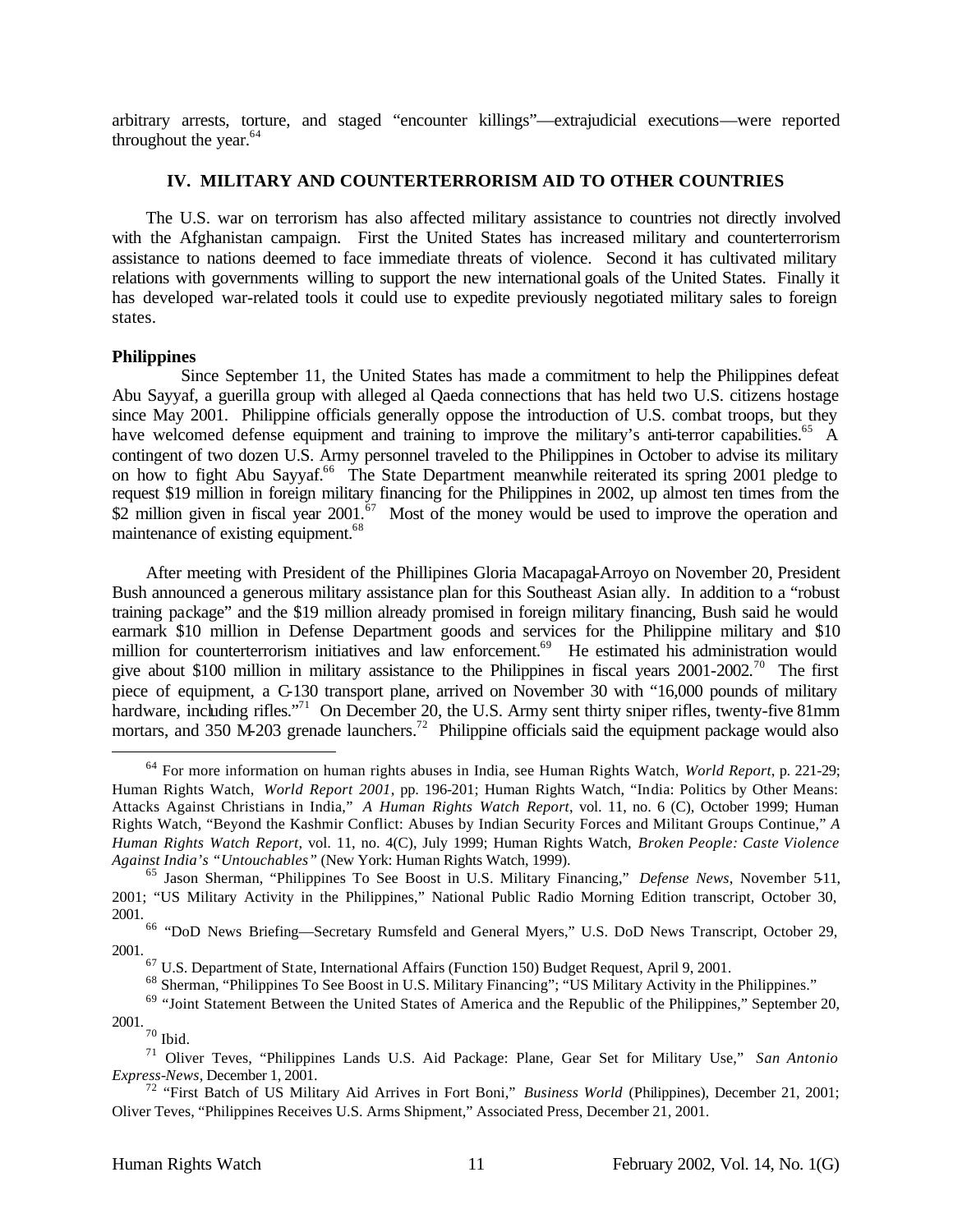arbitrary arrests, torture, and staged "encounter killings"—extrajudicial executions—were reported throughout the year.[64]

## IV. MILITARY AND COUNTERTERRORISM AID TO OTHER COUNTRIES

The U.S. war on terrorism has also affected military assistance to countries not directly involved with the Afghanistan campaign. First the United States has increased military and counterterrorism assistance to nations deemed to face immediate threats of violence. Second it has cultivated military relations with governments willing to support the new international goals of the United States. Finally it has developed war-related tools it could use to expedite previously negotiated military sales to foreign states.

**Philippines**

Since September 11, the United States has made a commitment to help the Philippines defeat Abu Sayyaf, a guerilla group with alleged al Qaeda connections that has held two U.S. citizens hostage since May 2001. Philippine officials generally oppose the introduction of U.S. combat troops, but they have welcomed defense equipment and training to improve the military's anti-terror capabilities.[65] A contingent of two dozen U.S. Army personnel traveled to the Philippines in October to advise its military on how to fight Abu Sayyaf.[66] The State Department meanwhile reiterated its spring 2001 pledge to request $19 million in foreign military financing for the Philippines in 2002, up almost ten times from the $2 million given in fiscal year 2001.[67] Most of the money would be used to improve the operation and maintenance of existing equipment.[68]

After meeting with President of the Phillipines Gloria Macapagal-Arroyo on November 20, President Bush announced a generous military assistance plan for this Southeast Asian ally. In addition to a "robust training package" and the $19 million already promised in foreign military financing, Bush said he would earmark $10 million in Defense Department goods and services for the Philippine military and $10 million for counterterrorism initiatives and law enforcement.[69] He estimated his administration would give about $100 million in military assistance to the Philippines in fiscal years 2001-2002.[70] The first piece of equipment, a C-130 transport plane, arrived on November 30 with "16,000 pounds of military hardware, including rifles."[71] On December 20, the U.S. Army sent thirty sniper rifles, twenty-five 81mm mortars, and 350 M-203 grenade launchers.[72] Philippine officials said the equipment package would also

---

[64] For more information on human rights abuses in India, see Human Rights Watch, *World Report*, p. 221-29; Human Rights Watch, *World Report 2001*, pp. 196-201; Human Rights Watch, "India: Politics by Other Means: Attacks Against Christians in India," *A Human Rights Watch Report*, vol. 11, no. 6 (C), October 1999; Human Rights Watch, "Beyond the Kashmir Conflict: Abuses by Indian Security Forces and Militant Groups Continue," *A Human Rights Watch Report*, vol. 11, no. 4(C), July 1999; Human Rights Watch, *Broken People: Caste Violence Against India's "Untouchables"* (New York: Human Rights Watch, 1999).

[65] Jason Sherman, "Philippines To See Boost in U.S. Military Financing," *Defense News*, November 5-11, 2001; "US Military Activity in the Philippines," National Public Radio Morning Edition transcript, October 30, 2001.

[66] "DoD News Briefing—Secretary Rumsfeld and General Myers," U.S. DoD News Transcript, October 29, 2001.

[67] U.S. Department of State, International Affairs (Function 150) Budget Request, April 9, 2001.

[68] Sherman, "Philippines To See Boost in U.S. Military Financing"; "US Military Activity in the Philippines."

[69] "Joint Statement Between the United States of America and the Republic of the Philippines," September 20, 2001.

[70] Ibid.

[71] Oliver Teves, "Philippines Lands U.S. Aid Package: Plane, Gear Set for Military Use," *San Antonio Express-News*, December 1, 2001.

[72] "First Batch of US Military Aid Arrives in Fort Boni," *Business World* (Philippines), December 21, 2001; Oliver Teves, "Philippines Receives U.S. Arms Shipment," Associated Press, December 21, 2001.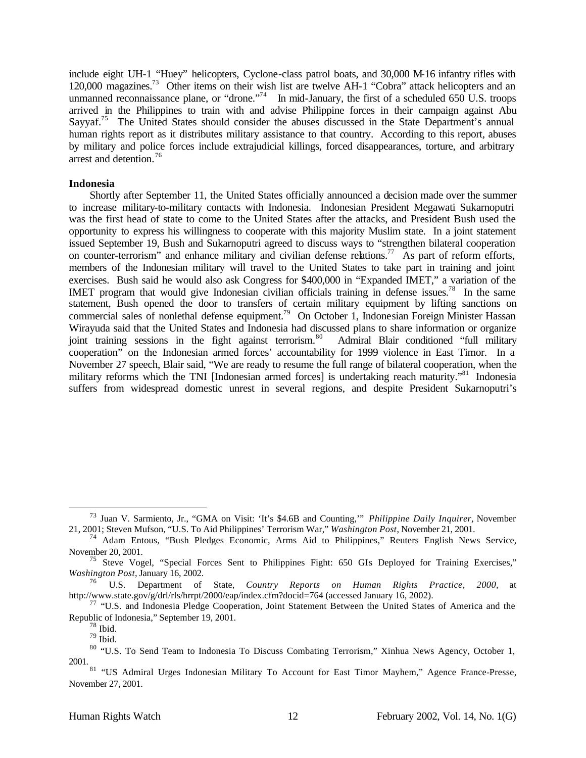include eight UH-1 "Huey" helicopters, Cyclone-class patrol boats, and 30,000 M-16 infantry rifles with 120,000 magazines.[73] Other items on their wish list are twelve AH-1 "Cobra" attack helicopters and an unmanned reconnaissance plane, or "drone."[74] In mid-January, the first of a scheduled 650 U.S. troops arrived in the Philippines to train with and advise Philippine forces in their campaign against Abu Sayyaf.[75] The United States should consider the abuses discussed in the State Department's annual human rights report as it distributes military assistance to that country. According to this report, abuses by military and police forces include extrajudicial killings, forced disappearances, torture, and arbitrary arrest and detention.[76]

**Indonesia**

Shortly after September 11, the United States officially announced a decision made over the summer to increase military-to-military contacts with Indonesia. Indonesian President Megawati Sukarnoputri was the first head of state to come to the United States after the attacks, and President Bush used the opportunity to express his willingness to cooperate with this majority Muslim state. In a joint statement issued September 19, Bush and Sukarnoputri agreed to discuss ways to "strengthen bilateral cooperation on counter-terrorism" and enhance military and civilian defense relations.[77] As part of reform efforts, members of the Indonesian military will travel to the United States to take part in training and joint exercises. Bush said he would also ask Congress for $400,000 in "Expanded IMET," a variation of the IMET program that would give Indonesian civilian officials training in defense issues.[78] In the same statement, Bush opened the door to transfers of certain military equipment by lifting sanctions on commercial sales of nonlethal defense equipment.[79] On October 1, Indonesian Foreign Minister Hassan Wirayuda said that the United States and Indonesia had discussed plans to share information or organize joint training sessions in the fight against terrorism.[80] Admiral Blair conditioned "full military cooperation" on the Indonesian armed forces' accountability for 1999 violence in East Timor. In a November 27 speech, Blair said, "We are ready to resume the full range of bilateral cooperation, when the military reforms which the TNI [Indonesian armed forces] is undertaking reach maturity."[81] Indonesia suffers from widespread domestic unrest in several regions, and despite President Sukarnoputri's

---

[73] Juan V. Sarmiento, Jr., "GMA on Visit: 'It's $4.6B and Counting,'" *Philippine Daily Inquirer*, November 21, 2001; Steven Mufson, "U.S. To Aid Philippines' Terrorism War," *Washington Post*, November 21, 2001.

[74] Adam Entous, "Bush Pledges Economic, Arms Aid to Philippines," Reuters English News Service, November 20, 2001.

[75] Steve Vogel, "Special Forces Sent to Philippines Fight: 650 GIs Deployed for Training Exercises," *Washington Post*, January 16, 2002.

[76] U.S. Department of State, *Country Reports on Human Rights Practice, 2000*, at http://www.state.gov/g/drl/rls/hrrpt/2000/eap/index.cfm?docid=764 (accessed January 16, 2002).

[77] "U.S. and Indonesia Pledge Cooperation, Joint Statement Between the United States of America and the Republic of Indonesia," September 19, 2001.

[78] Ibid.

[79] Ibid.

[80] "U.S. To Send Team to Indonesia To Discuss Combating Terrorism," Xinhua News Agency, October 1, 2001.

[81] "US Admiral Urges Indonesian Military To Account for East Timor Mayhem," Agence France-Presse, November 27, 2001.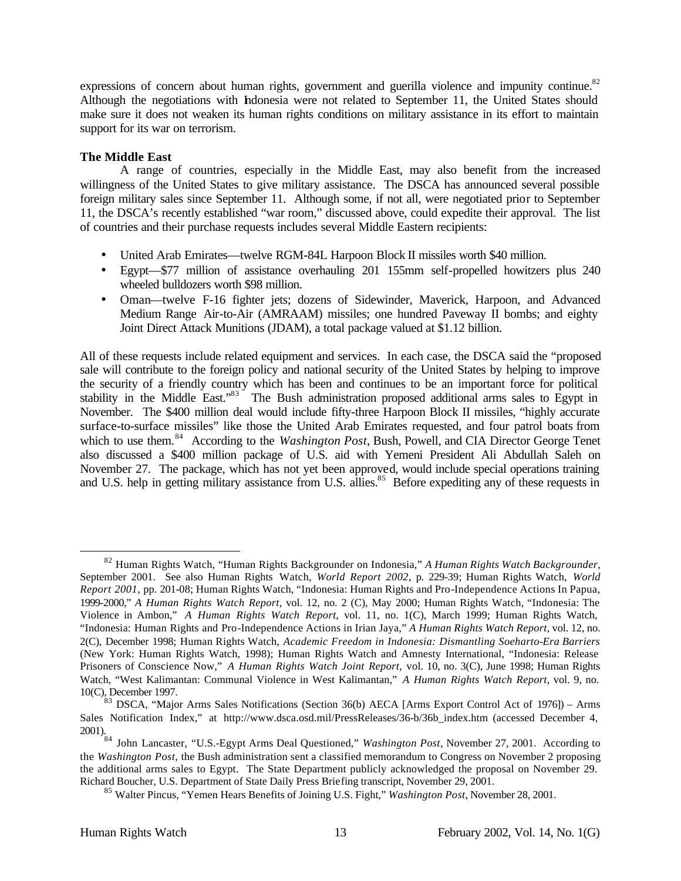expressions of concern about human rights, government and guerilla violence and impunity continue.[82] Although the negotiations with Indonesia were not related to September 11, the United States should make sure it does not weaken its human rights conditions on military assistance in its effort to maintain support for its war on terrorism.

**The Middle East**

A range of countries, especially in the Middle East, may also benefit from the increased willingness of the United States to give military assistance. The DSCA has announced several possible foreign military sales since September 11. Although some, if not all, were negotiated prior to September 11, the DSCA's recently established "war room," discussed above, could expedite their approval. The list of countries and their purchase requests includes several Middle Eastern recipients:

- United Arab Emirates—twelve RGM-84L Harpoon Block II missiles worth $40 million.
- Egypt—$77 million of assistance overhauling 201 155mm self-propelled howitzers plus 240 wheeled bulldozers worth $98 million.
- Oman—twelve F-16 fighter jets; dozens of Sidewinder, Maverick, Harpoon, and Advanced Medium Range Air-to-Air (AMRAAM) missiles; one hundred Paveway II bombs; and eighty Joint Direct Attack Munitions (JDAM), a total package valued at $1.12 billion.

All of these requests include related equipment and services. In each case, the DSCA said the "proposed sale will contribute to the foreign policy and national security of the United States by helping to improve the security of a friendly country which has been and continues to be an important force for political stability in the Middle East."[83] The Bush administration proposed additional arms sales to Egypt in November. The $400 million deal would include fifty-three Harpoon Block II missiles, "highly accurate surface-to-surface missiles" like those the United Arab Emirates requested, and four patrol boats from which to use them.[84] According to the *Washington Post*, Bush, Powell, and CIA Director George Tenet also discussed a $400 million package of U.S. aid with Yemeni President Ali Abdullah Saleh on November 27. The package, which has not yet been approved, would include special operations training and U.S. help in getting military assistance from U.S. allies.[85] Before expediting any of these requests in

---

[82] Human Rights Watch, "Human Rights Backgrounder on Indonesia," *A Human Rights Watch Backgrounder*, September 2001. See also Human Rights Watch, *World Report 2002*, p. 229-39; Human Rights Watch, *World Report 2001*, pp. 201-08; Human Rights Watch, "Indonesia: Human Rights and Pro-Independence Actions In Papua, 1999-2000," *A Human Rights Watch Report*, vol. 12, no. 2 (C), May 2000; Human Rights Watch, "Indonesia: The Violence in Ambon," *A Human Rights Watch Report*, vol. 11, no. 1(C), March 1999; Human Rights Watch, "Indonesia: Human Rights and Pro-Independence Actions in Irian Jaya," *A Human Rights Watch Report*, vol. 12, no. 2(C), December 1998; Human Rights Watch, *Academic Freedom in Indonesia: Dismantling Soeharto-Era Barriers* (New York: Human Rights Watch, 1998); Human Rights Watch and Amnesty International, "Indonesia: Release Prisoners of Conscience Now," *A Human Rights Watch Joint Report*, vol. 10, no. 3(C), June 1998; Human Rights Watch, "West Kalimantan: Communal Violence in West Kalimantan," *A Human Rights Watch Report*, vol. 9, no. 10(C), December 1997.

[83] DSCA, "Major Arms Sales Notifications (Section 36(b) AECA [Arms Export Control Act of 1976]) – Arms Sales Notification Index," at http://www.dsca.osd.mil/PressReleases/36-b/36b_index.htm (accessed December 4, 2001).

[84] John Lancaster, "U.S.-Egypt Arms Deal Questioned," *Washington Post*, November 27, 2001. According to the *Washington Post*, the Bush administration sent a classified memorandum to Congress on November 2 proposing the additional arms sales to Egypt. The State Department publicly acknowledged the proposal on November 29. Richard Boucher, U.S. Department of State Daily Press Briefing transcript, November 29, 2001.

[85] Walter Pincus, "Yemen Hears Benefits of Joining U.S. Fight," *Washington Post*, November 28, 2001.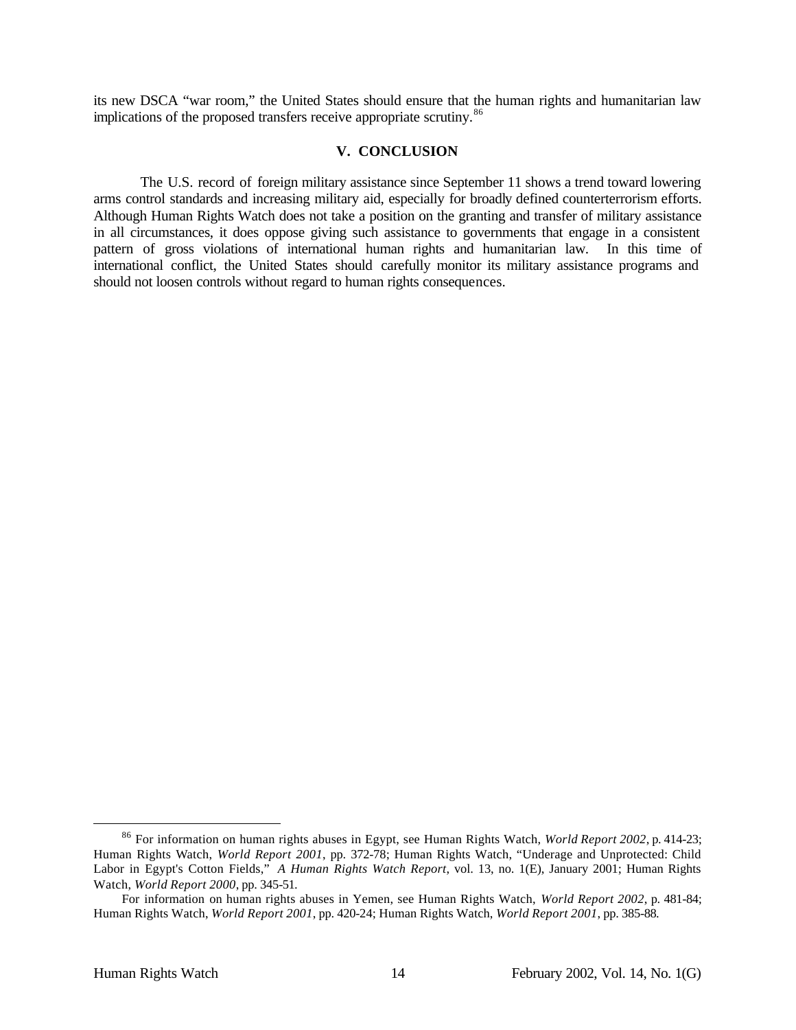its new DSCA "war room," the United States should ensure that the human rights and humanitarian law implications of the proposed transfers receive appropriate scrutiny.[86]

## V. CONCLUSION

The U.S. record of foreign military assistance since September 11 shows a trend toward lowering arms control standards and increasing military aid, especially for broadly defined counterterrorism efforts. Although Human Rights Watch does not take a position on the granting and transfer of military assistance in all circumstances, it does oppose giving such assistance to governments that engage in a consistent pattern of gross violations of international human rights and humanitarian law. In this time of international conflict, the United States should carefully monitor its military assistance programs and should not loosen controls without regard to human rights consequences.

---

[86] For information on human rights abuses in Egypt, see Human Rights Watch, *World Report 2002*, p. 414-23; Human Rights Watch, *World Report 2001*, pp. 372-78; Human Rights Watch, "Underage and Unprotected: Child Labor in Egypt's Cotton Fields," *A Human Rights Watch Report*, vol. 13, no. 1(E), January 2001; Human Rights Watch, *World Report 2000*, pp. 345-51.

For information on human rights abuses in Yemen, see Human Rights Watch, *World Report 2002*, p. 481-84; Human Rights Watch, *World Report 2001*, pp. 420-24; Human Rights Watch, *World Report 2001*, pp. 385-88.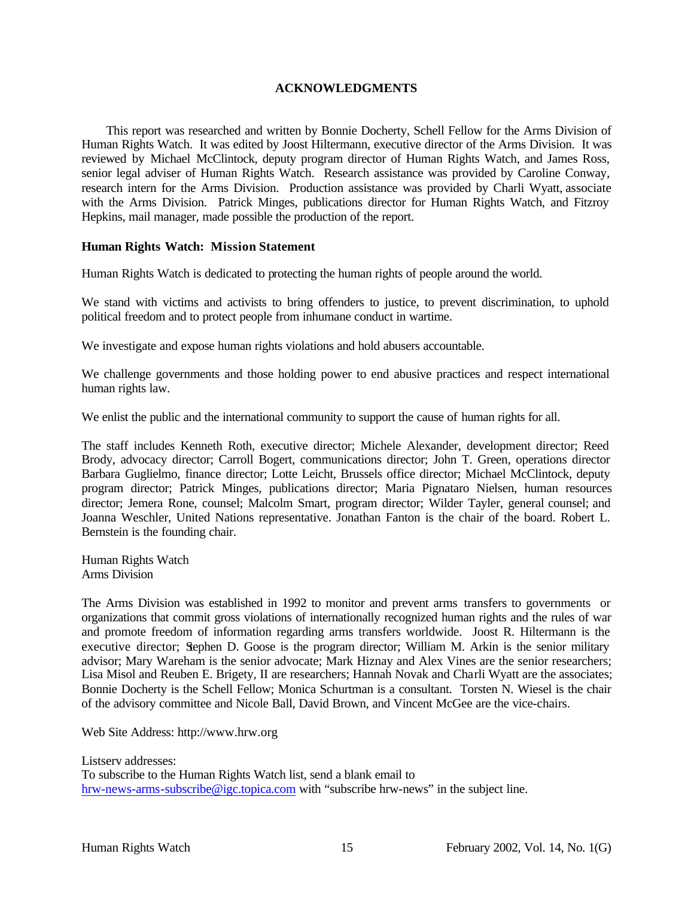## ACKNOWLEDGMENTS

This report was researched and written by Bonnie Docherty, Schell Fellow for the Arms Division of Human Rights Watch. It was edited by Joost Hiltermann, executive director of the Arms Division. It was reviewed by Michael McClintock, deputy program director of Human Rights Watch, and James Ross, senior legal adviser of Human Rights Watch. Research assistance was provided by Caroline Conway, research intern for the Arms Division. Production assistance was provided by Charli Wyatt, associate with the Arms Division. Patrick Minges, publications director for Human Rights Watch, and Fitzroy Hepkins, mail manager, made possible the production of the report.

### Human Rights Watch: Mission Statement

Human Rights Watch is dedicated to protecting the human rights of people around the world.

We stand with victims and activists to bring offenders to justice, to prevent discrimination, to uphold political freedom and to protect people from inhumane conduct in wartime.

We investigate and expose human rights violations and hold abusers accountable.

We challenge governments and those holding power to end abusive practices and respect international human rights law.

We enlist the public and the international community to support the cause of human rights for all.

The staff includes Kenneth Roth, executive director; Michele Alexander, development director; Reed Brody, advocacy director; Carroll Bogert, communications director; John T. Green, operations director Barbara Guglielmo, finance director; Lotte Leicht, Brussels office director; Michael McClintock, deputy program director; Patrick Minges, publications director; Maria Pignataro Nielsen, human resources director; Jemera Rone, counsel; Malcolm Smart, program director; Wilder Tayler, general counsel; and Joanna Weschler, United Nations representative. Jonathan Fanton is the chair of the board. Robert L. Bernstein is the founding chair.

Human Rights Watch
Arms Division

The Arms Division was established in 1992 to monitor and prevent arms transfers to governments or organizations that commit gross violations of internationally recognized human rights and the rules of war and promote freedom of information regarding arms transfers worldwide. Joost R. Hiltermann is the executive director; Stephen D. Goose is the program director; William M. Arkin is the senior military advisor; Mary Wareham is the senior advocate; Mark Hiznay and Alex Vines are the senior researchers; Lisa Misol and Reuben E. Brigety, II are researchers; Hannah Novak and Charli Wyatt are the associates; Bonnie Docherty is the Schell Fellow; Monica Schurtman is a consultant. Torsten N. Wiesel is the chair of the advisory committee and Nicole Ball, David Brown, and Vincent McGee are the vice-chairs.

Web Site Address: http://www.hrw.org

Listserv addresses:
To subscribe to the Human Rights Watch list, send a blank email to
hrw-news-arms-subscribe@igc.topica.com with "subscribe hrw-news" in the subject line.